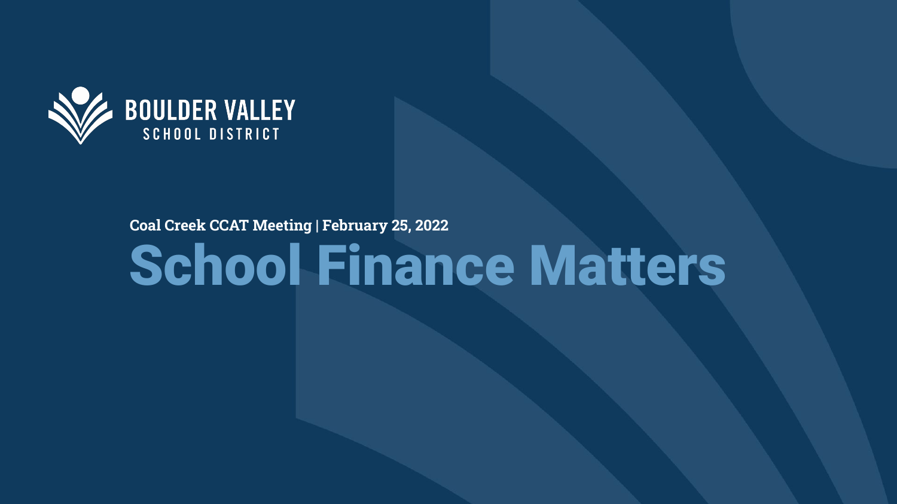BOULDER VALLEY SCHOOL DISTRICT

Coal Creek CCAT Meeting | February 25, 2022

# School Finance Matters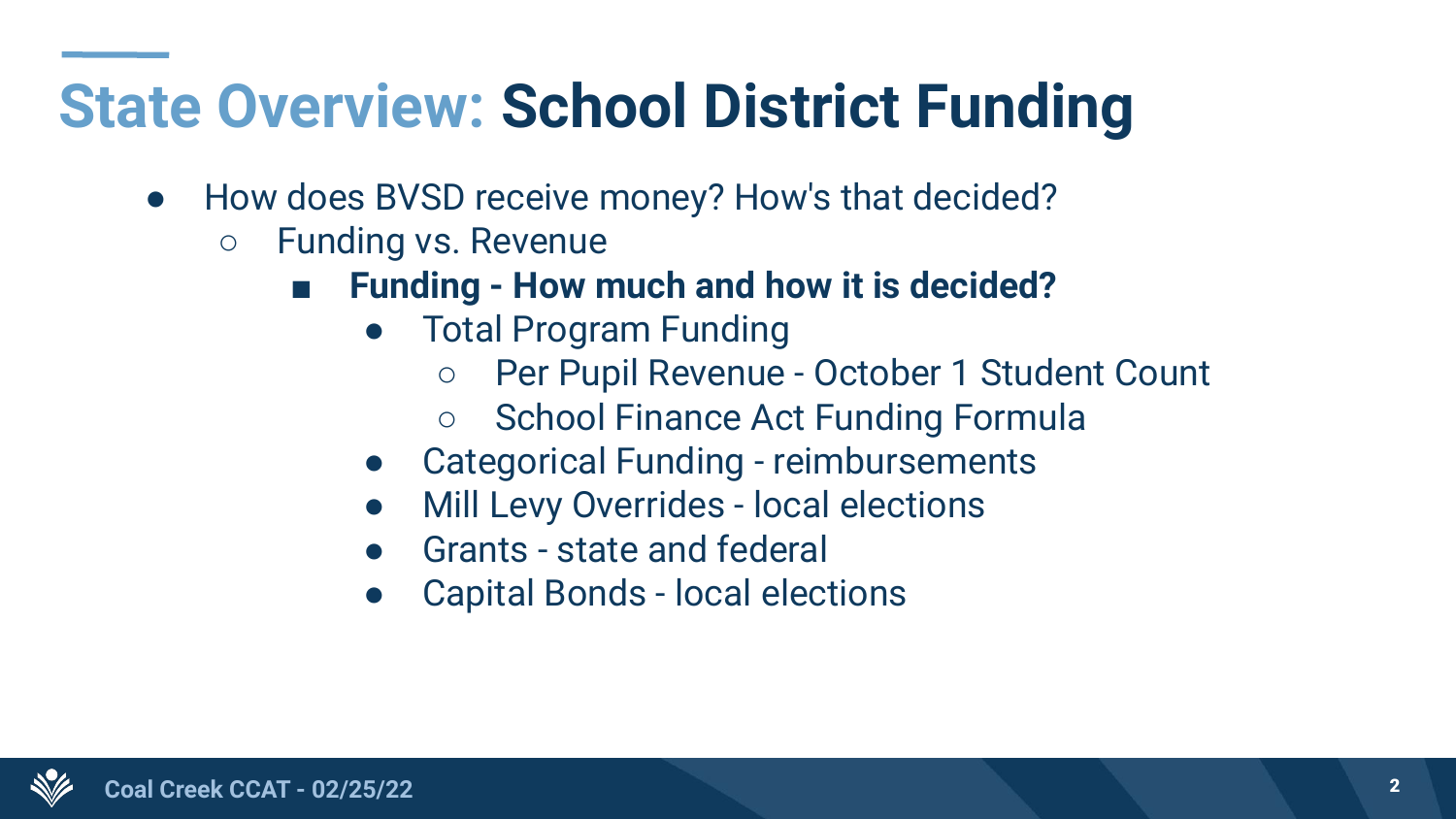# State Overview: School District Funding

- How does BVSD receive money? How's that decided?
  - Funding vs. Revenue
    - **Funding - How much and how it is decided?**
      - Total Program Funding
        - Per Pupil Revenue - October 1 Student Count
        - School Finance Act Funding Formula
      - Categorical Funding - reimbursements
      - Mill Levy Overrides - local elections
      - Grants - state and federal
      - Capital Bonds - local elections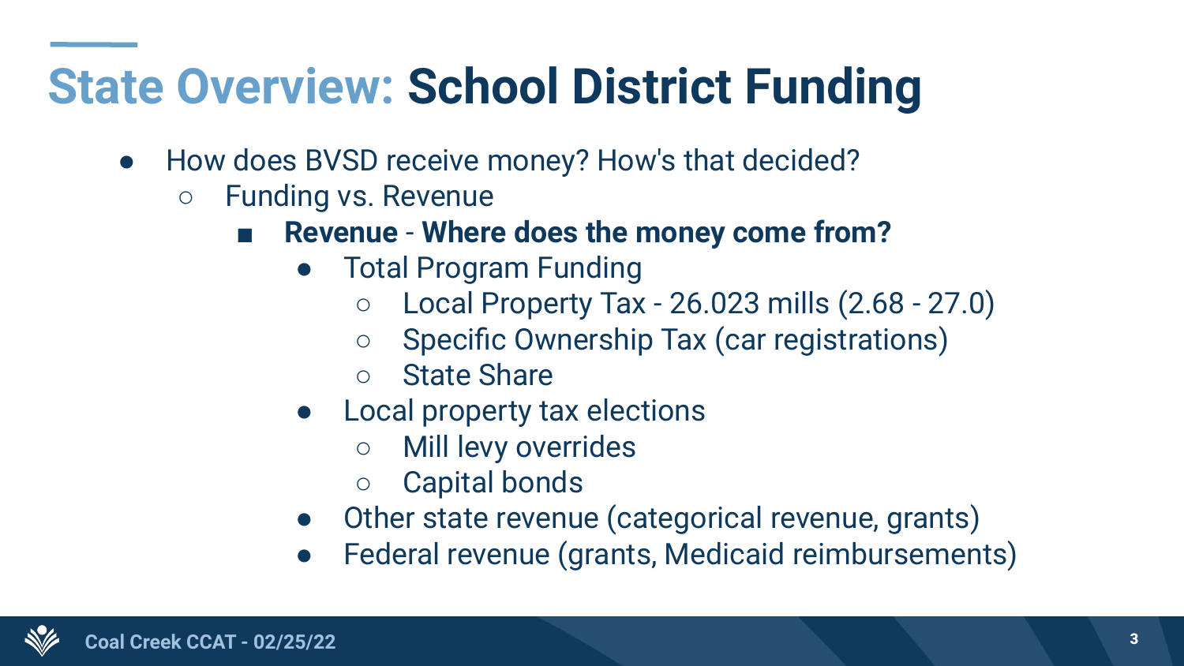# State Overview: School District Funding

- How does BVSD receive money? How's that decided?
  - Funding vs. Revenue
    - **Revenue - Where does the money come from?**
      - Total Program Funding
        - Local Property Tax - 26.023 mills (2.68 - 27.0)
        - Specific Ownership Tax (car registrations)
        - State Share
      - Local property tax elections
        - Mill levy overrides
        - Capital bonds
      - Other state revenue (categorical revenue, grants)
      - Federal revenue (grants, Medicaid reimbursements)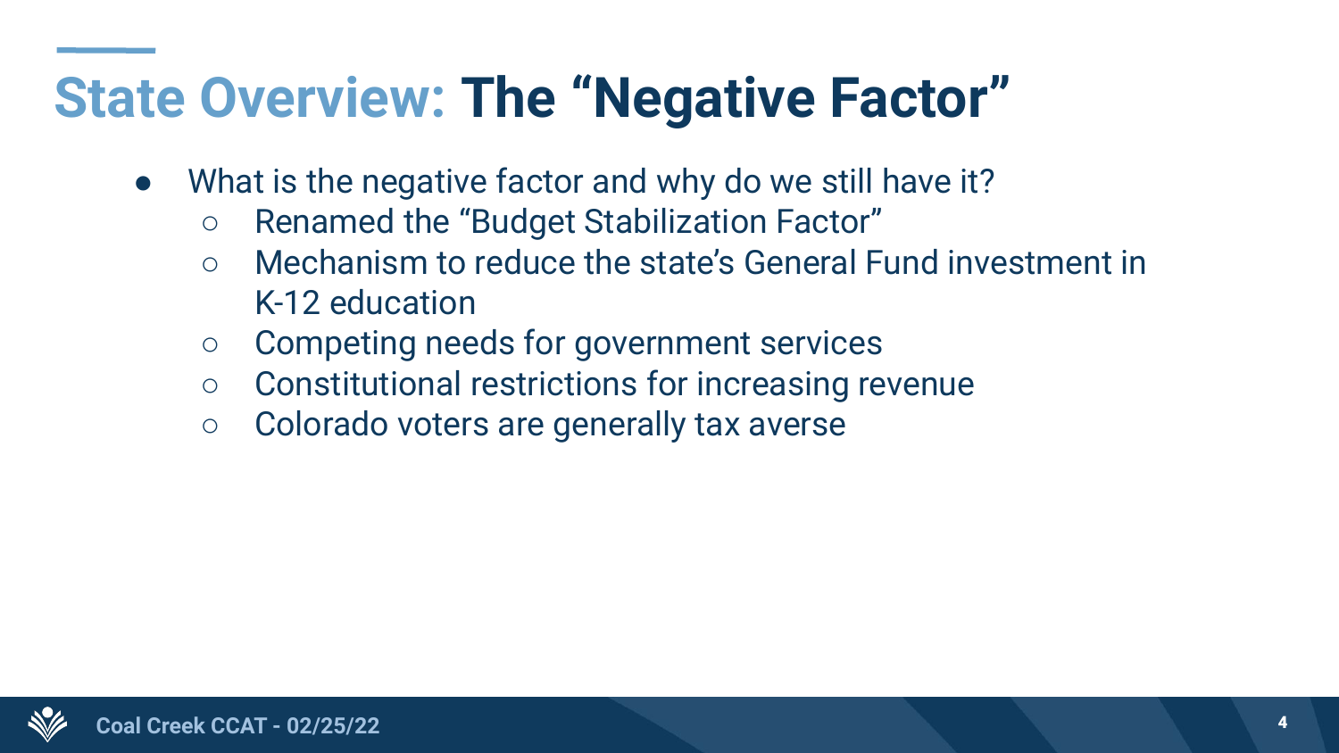# State Overview: The “Negative Factor”

- What is the negative factor and why do we still have it?
  - Renamed the “Budget Stabilization Factor”
  - Mechanism to reduce the state’s General Fund investment in K-12 education
  - Competing needs for government services
  - Constitutional restrictions for increasing revenue
  - Colorado voters are generally tax averse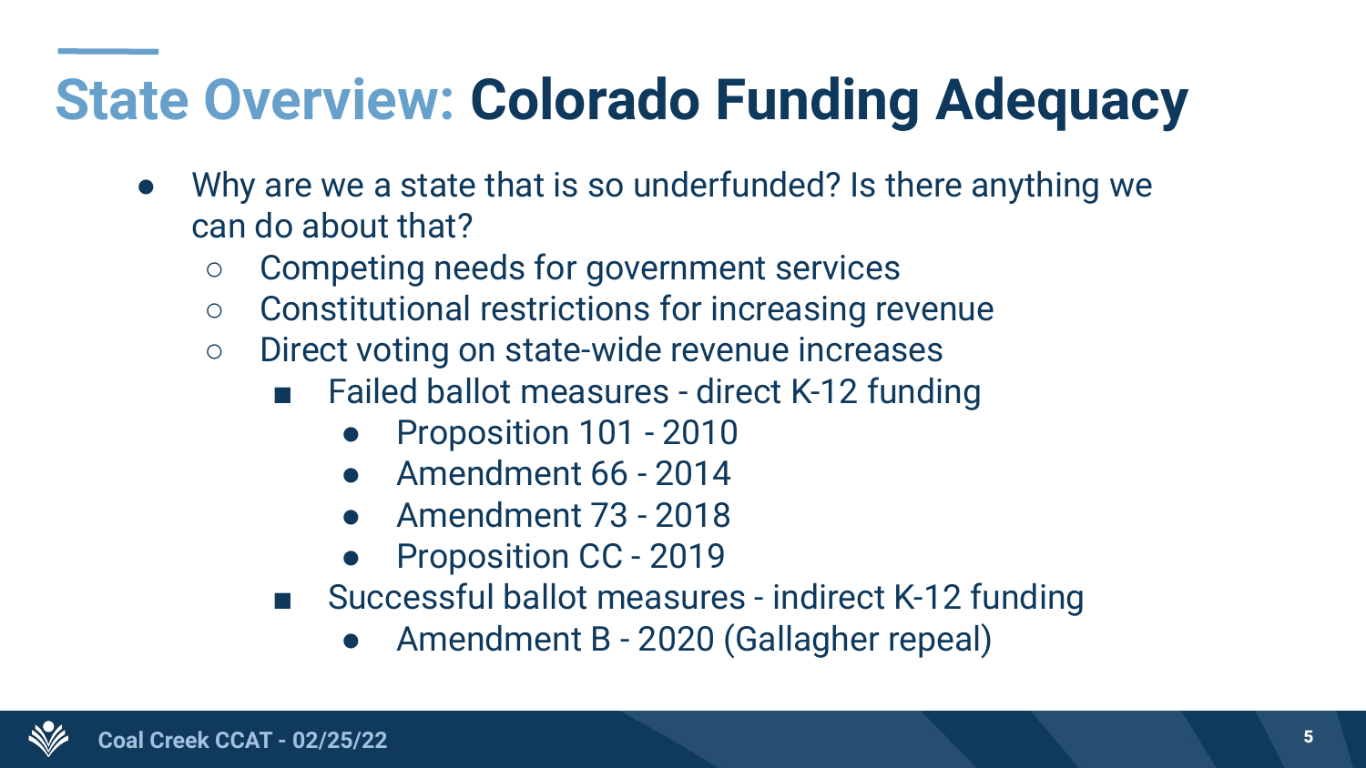# State Overview: **Colorado Funding Adequacy**

- Why are we a state that is so underfunded? Is there anything we can do about that?
  - Competing needs for government services
  - Constitutional restrictions for increasing revenue
  - Direct voting on state-wide revenue increases
    - Failed ballot measures - direct K-12 funding
      - Proposition 101 - 2010
      - Amendment 66 - 2014
      - Amendment 73 - 2018
      - Proposition CC - 2019
    - Successful ballot measures - indirect K-12 funding
      - Amendment B - 2020 (Gallagher repeal)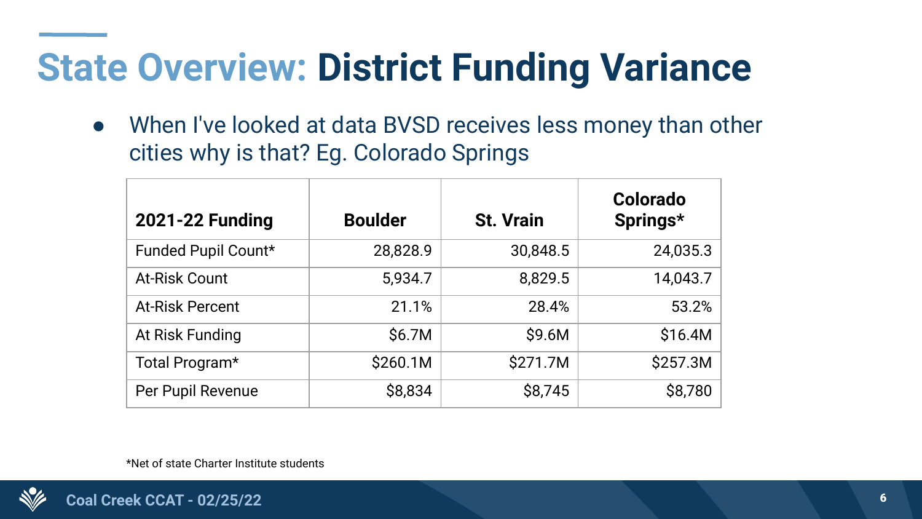# State Overview: District Funding Variance

- When I've looked at data BVSD receives less money than other cities why is that? Eg. Colorado Springs

| 2021-22 Funding | Boulder | St. Vrain | Colorado Springs* |
|---|---|---|---|
| Funded Pupil Count* | 28,828.9 | 30,848.5 | 24,035.3 |
| At-Risk Count | 5,934.7 | 8,829.5 | 14,043.7 |
| At-Risk Percent | 21.1% | 28.4% | 53.2% |
| At Risk Funding | $6.7M | $9.6M | $16.4M |
| Total Program* | $260.1M | $271.7M | $257.3M |
| Per Pupil Revenue | $8,834 | $8,745 | $8,780 |

*Net of state Charter Institute students

Coal Creek CCAT - 02/25/22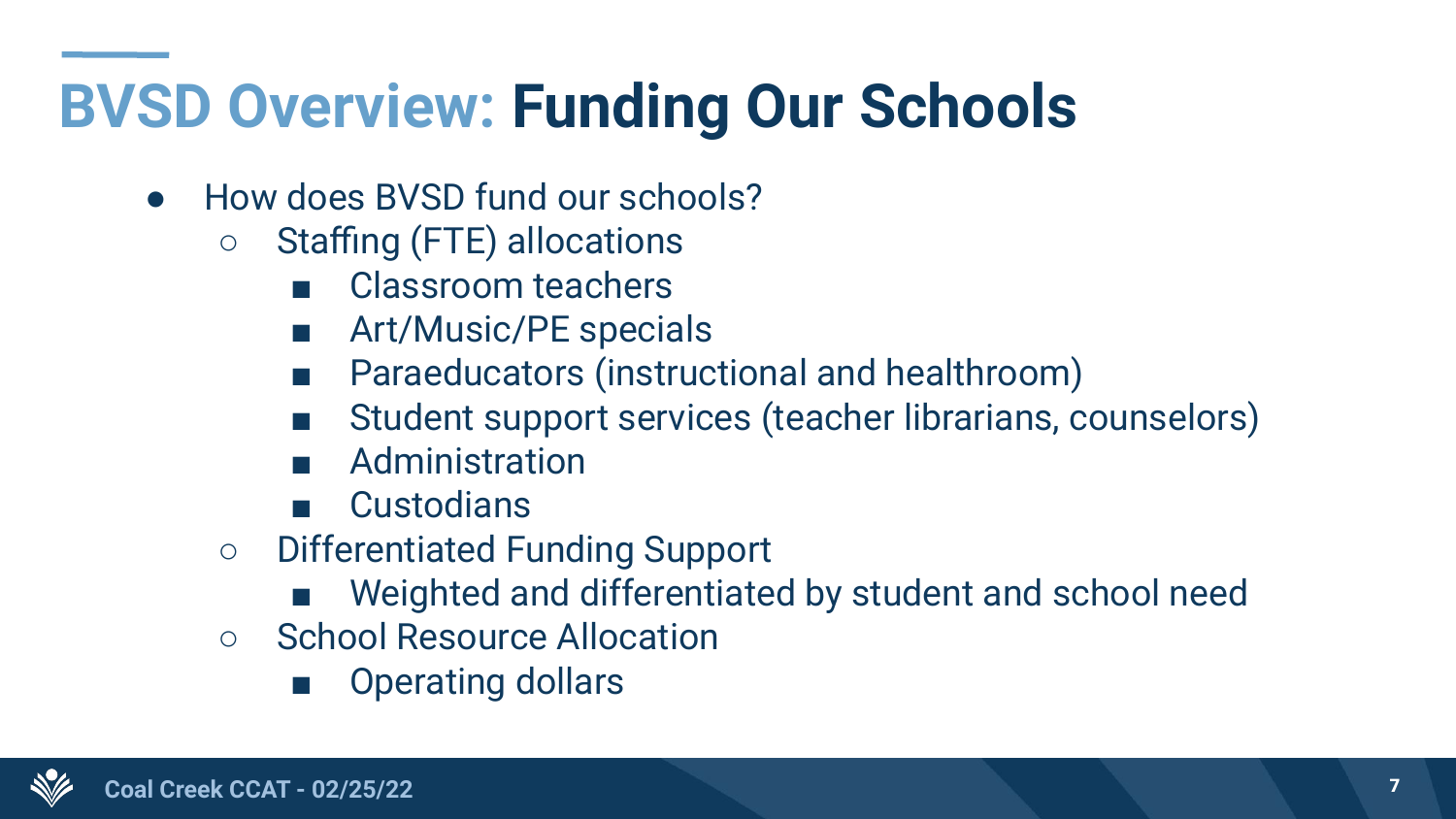# BVSD Overview: **Funding Our Schools**

- How does BVSD fund our schools?
  - Staffing (FTE) allocations
    - Classroom teachers
    - Art/Music/PE specials
    - Paraeducators (instructional and healthroom)
    - Student support services (teacher librarians, counselors)
    - Administration
    - Custodians
  - Differentiated Funding Support
    - Weighted and differentiated by student and school need
  - School Resource Allocation
    - Operating dollars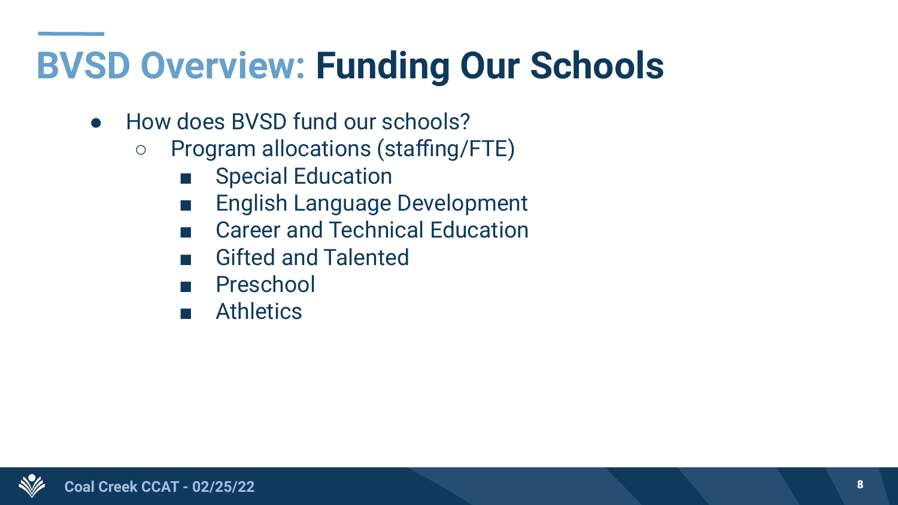# BVSD Overview: Funding Our Schools

- How does BVSD fund our schools?
  - Program allocations (staffing/FTE)
    - Special Education
    - English Language Development
    - Career and Technical Education
    - Gifted and Talented
    - Preschool
    - Athletics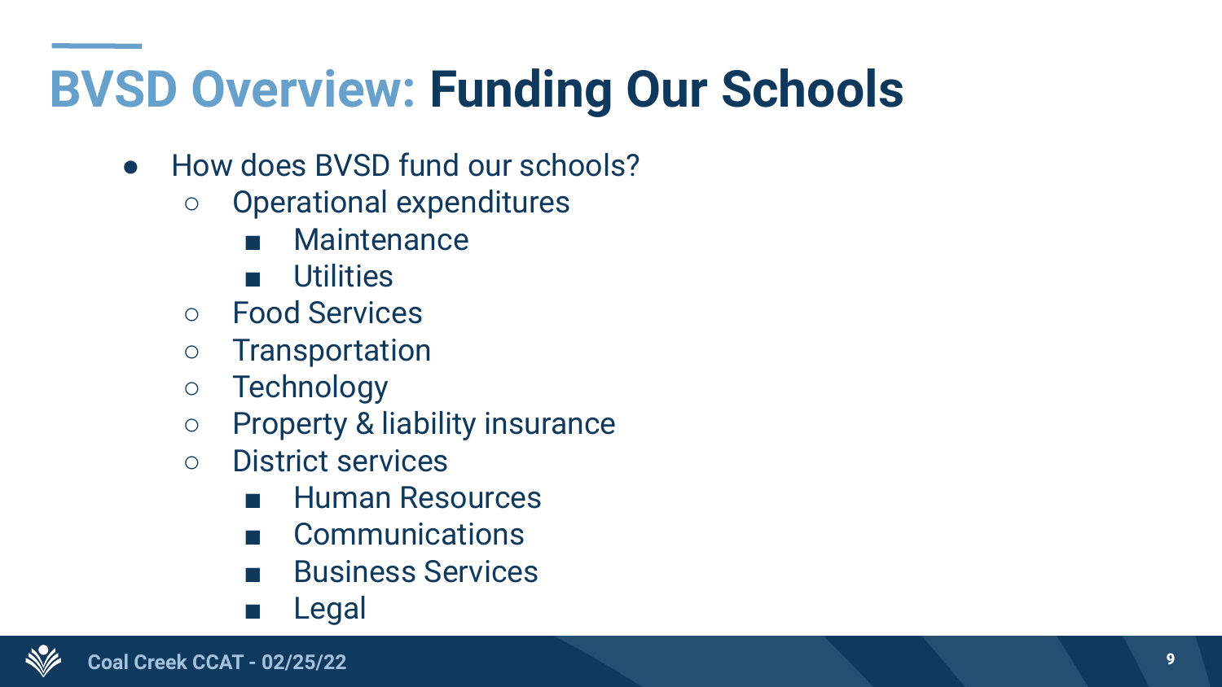# BVSD Overview: Funding Our Schools

- How does BVSD fund our schools?
  - Operational expenditures
    - Maintenance
    - Utilities
  - Food Services
  - Transportation
  - Technology
  - Property & liability insurance
  - District services
    - Human Resources
    - Communications
    - Business Services
    - Legal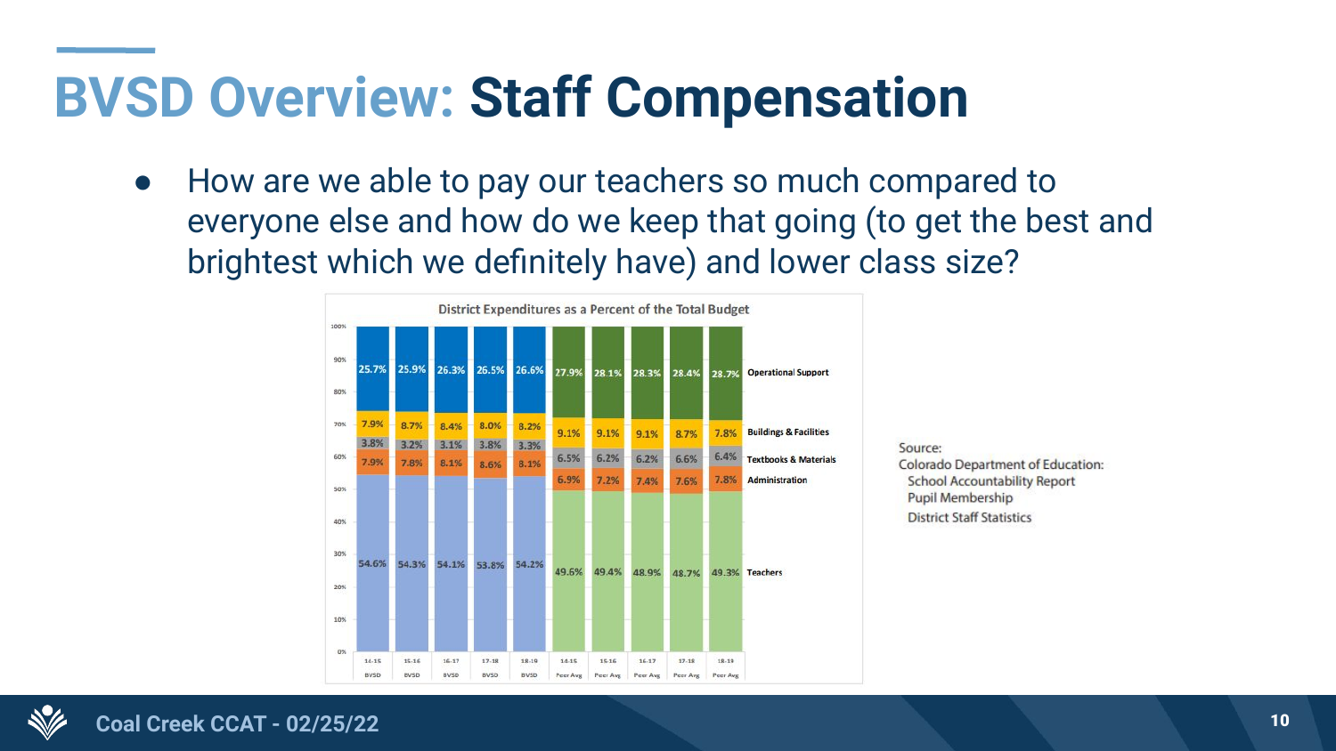# BVSD Overview: Staff Compensation

- How are we able to pay our teachers so much compared to everyone else and how do we keep that going (to get the best and brightest which we definitely have) and lower class size?

**District Expenditures as a Percent of the Total Budget**

| | 14-15 BVSD | 15-16 BVSD | 16-17 BVSD | 17-18 BVSD | 18-19 BVSD | 14-15 Peer Avg | 15-16 Peer Avg | 16-17 Peer Avg | 17-18 Peer Avg | 18-19 Peer Avg |
|---|---|---|---|---|---|---|---|---|---|---|
| Operational Support | 25.7% | 25.9% | 26.3% | 26.5% | 26.6% | 27.9% | 28.1% | 28.3% | 28.4% | 28.7% |
| Buildings & Facilities | 7.9% | 8.7% | 8.4% | 8.0% | 8.2% | 9.1% | 9.1% | 9.1% | 8.7% | 7.8% |
| Textbooks & Materials | 3.8% | 3.2% | 3.1% | 3.8% | 3.3% | 6.5% | 6.2% | 6.2% | 6.6% | 6.4% |
| Administration | 7.9% | 7.8% | 8.1% | 8.6% | 8.1% | 6.9% | 7.2% | 7.4% | 7.6% | 7.8% |
| Teachers | 54.6% | 54.3% | 54.1% | 53.8% | 54.2% | 49.6% | 49.4% | 48.9% | 48.7% | 49.3% |

Source:
Colorado Department of Education:
- School Accountability Report
- Pupil Membership
- District Staff Statistics

Coal Creek CCAT - 02/25/22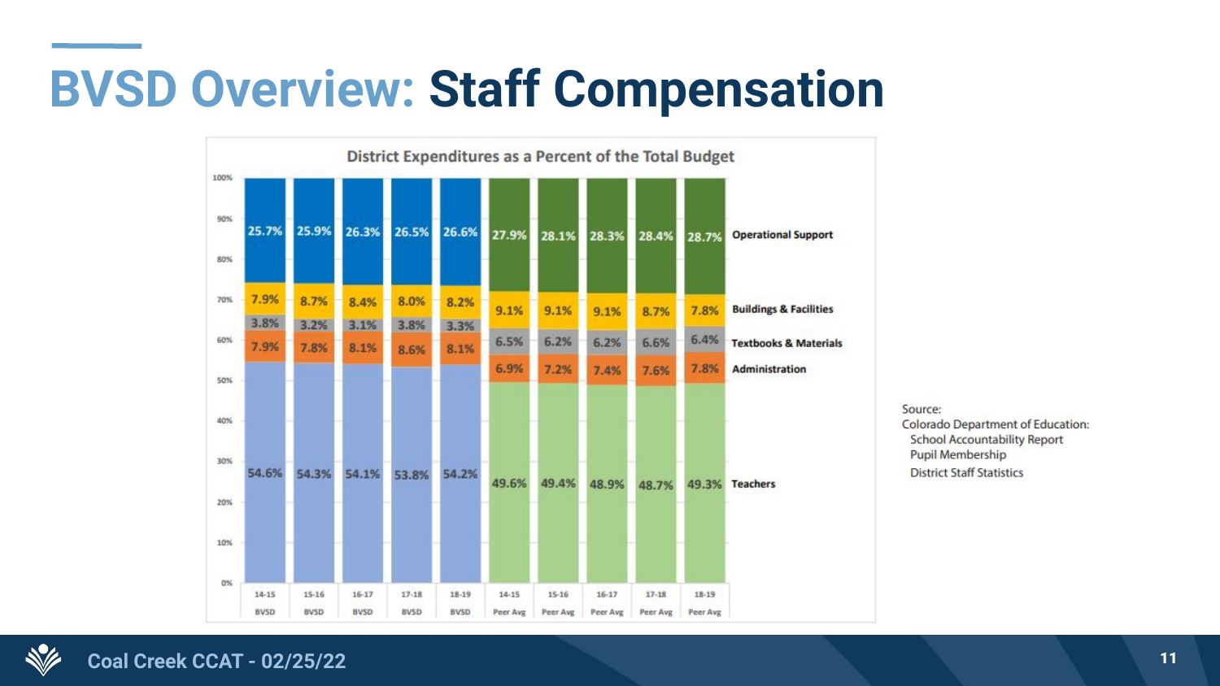# BVSD Overview: Staff Compensation

**District Expenditures as a Percent of the Total Budget**

| Category | 14-15 BVSD | 15-16 BVSD | 16-17 BVSD | 17-18 BVSD | 18-19 BVSD | 14-15 Peer Avg | 15-16 Peer Avg | 16-17 Peer Avg | 17-18 Peer Avg | 18-19 Peer Avg |
|---|---|---|---|---|---|---|---|---|---|---|
| Operational Support | 25.7% | 25.9% | 26.3% | 26.5% | 26.6% | 27.9% | 28.1% | 28.3% | 28.4% | 28.7% |
| Buildings & Facilities | 7.9% | 8.7% | 8.4% | 8.0% | 8.2% | 9.1% | 9.1% | 9.1% | 8.7% | 7.8% |
| Textbooks & Materials | 3.8% | 3.2% | 3.1% | 3.8% | 3.3% | 6.5% | 6.2% | 6.2% | 6.6% | 6.4% |
| Administration | 7.9% | 7.8% | 8.1% | 8.6% | 8.1% | 6.9% | 7.2% | 7.4% | 7.6% | 7.8% |
| Teachers | 54.6% | 54.3% | 54.1% | 53.8% | 54.2% | 49.6% | 49.4% | 48.9% | 48.7% | 49.3% |

Source:
Colorado Department of Education:
- School Accountability Report
- Pupil Membership
- District Staff Statistics

Coal Creek CCAT - 02/25/22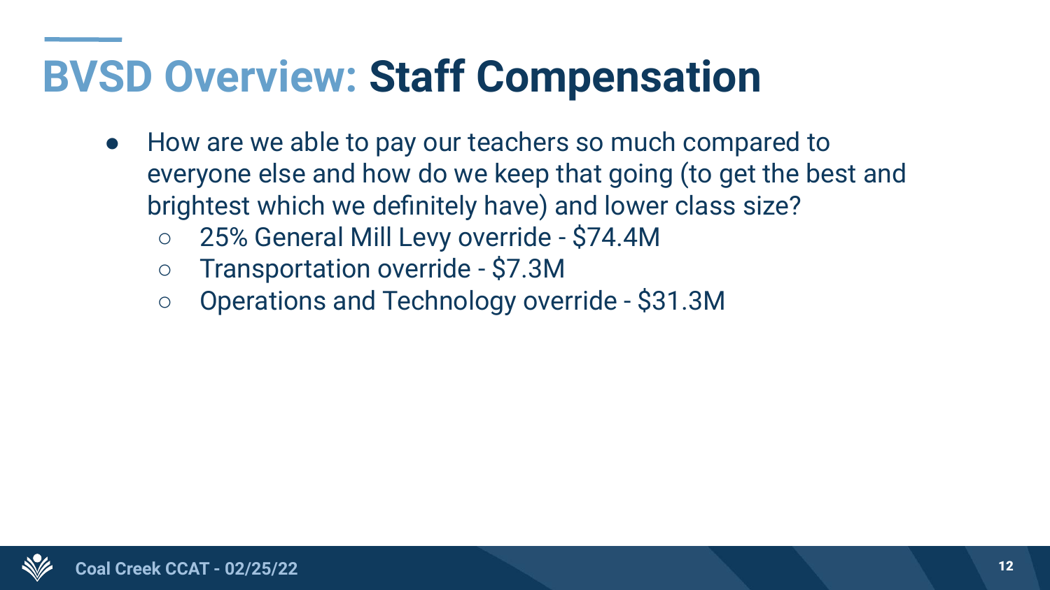# BVSD Overview: **Staff Compensation**

- How are we able to pay our teachers so much compared to everyone else and how do we keep that going (to get the best and brightest which we definitely have) and lower class size?
  - 25% General Mill Levy override - $74.4M
  - Transportation override - $7.3M
  - Operations and Technology override - $31.3M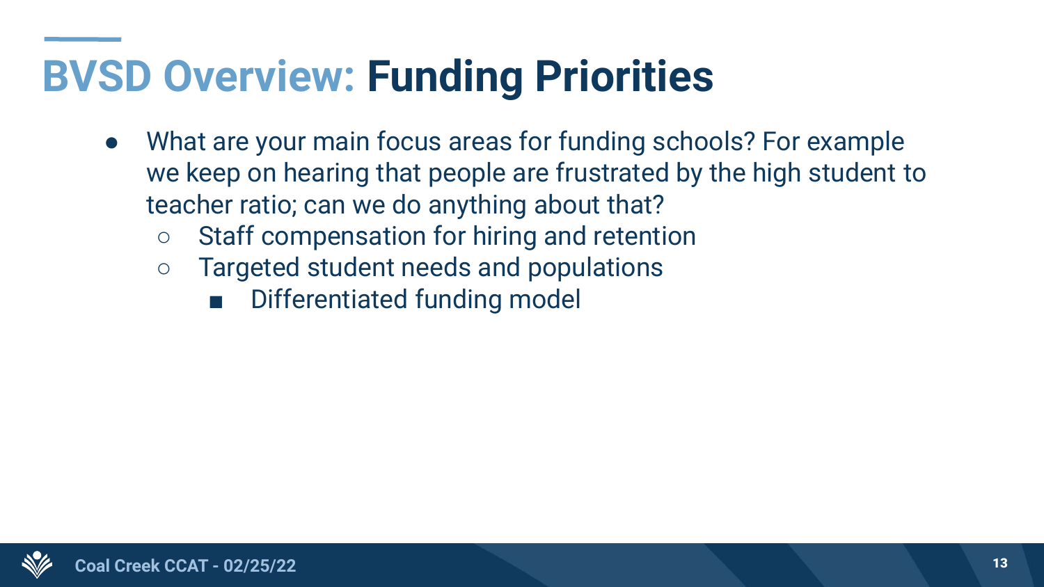# BVSD Overview: **Funding Priorities**

- What are your main focus areas for funding schools? For example we keep on hearing that people are frustrated by the high student to teacher ratio; can we do anything about that?
  - Staff compensation for hiring and retention
  - Targeted student needs and populations
    - Differentiated funding model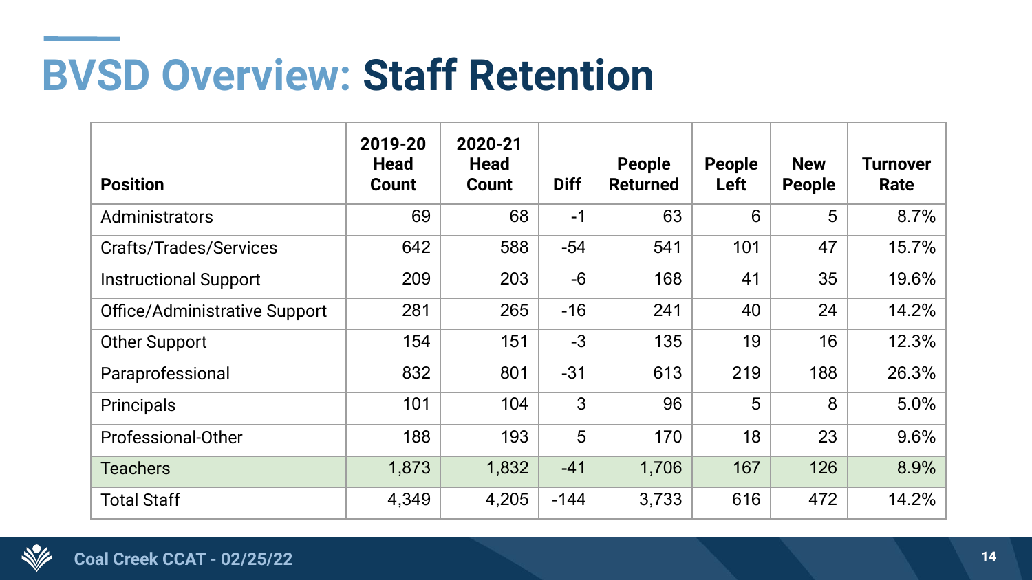# BVSD Overview: Staff Retention

| Position | 2019-20 Head Count | 2020-21 Head Count | Diff | People Returned | People Left | New People | Turnover Rate |
|---|---|---|---|---|---|---|---|
| Administrators | 69 | 68 | -1 | 63 | 6 | 5 | 8.7% |
| Crafts/Trades/Services | 642 | 588 | -54 | 541 | 101 | 47 | 15.7% |
| Instructional Support | 209 | 203 | -6 | 168 | 41 | 35 | 19.6% |
| Office/Administrative Support | 281 | 265 | -16 | 241 | 40 | 24 | 14.2% |
| Other Support | 154 | 151 | -3 | 135 | 19 | 16 | 12.3% |
| Paraprofessional | 832 | 801 | -31 | 613 | 219 | 188 | 26.3% |
| Principals | 101 | 104 | 3 | 96 | 5 | 8 | 5.0% |
| Professional-Other | 188 | 193 | 5 | 170 | 18 | 23 | 9.6% |
| Teachers | 1,873 | 1,832 | -41 | 1,706 | 167 | 126 | 8.9% |
| Total Staff | 4,349 | 4,205 | -144 | 3,733 | 616 | 472 | 14.2% |

Coal Creek CCAT - 02/25/22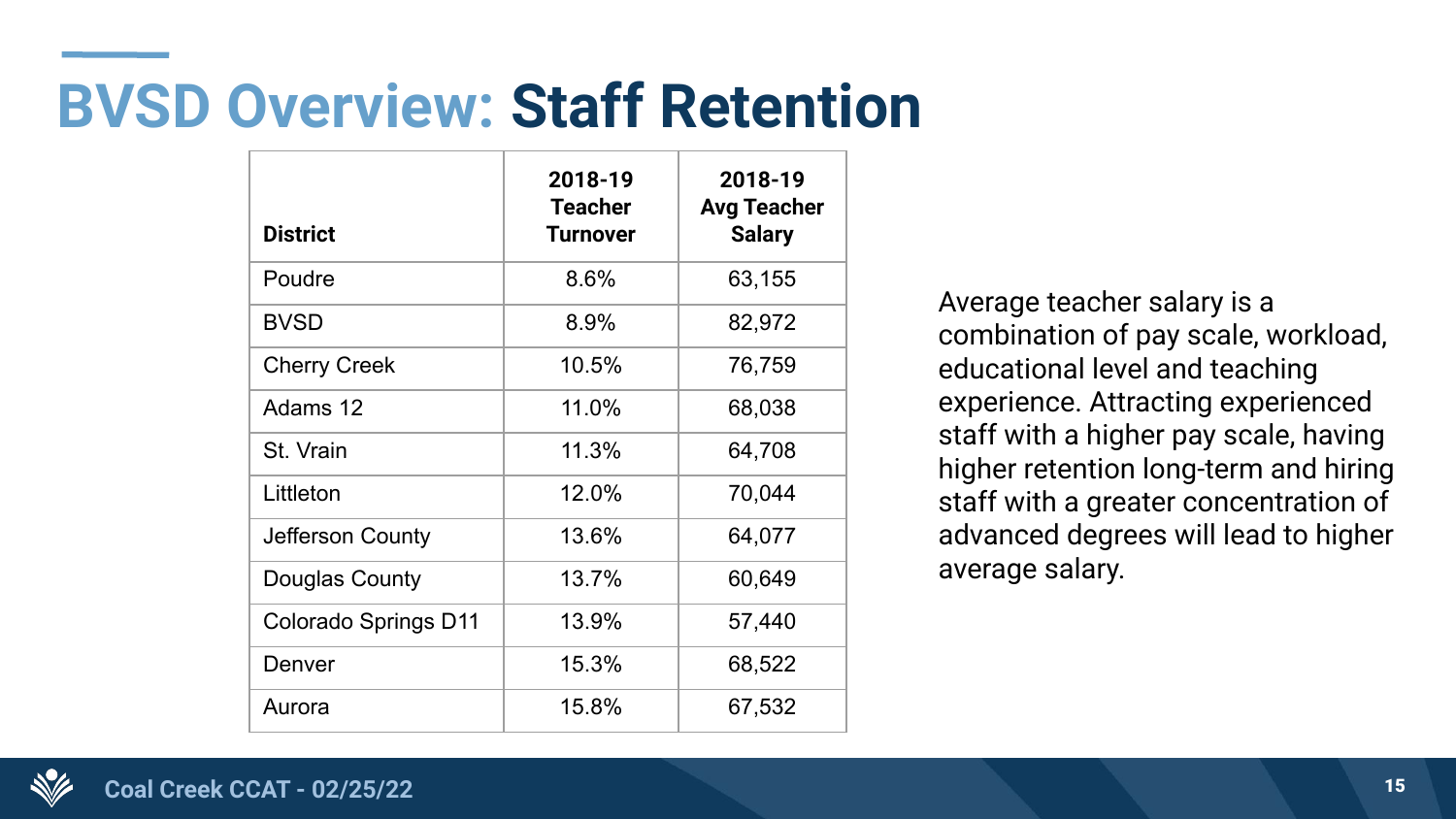# BVSD Overview: **Staff Retention**

| District | 2018-19 Teacher Turnover | 2018-19 Avg Teacher Salary |
|---|---|---|
| Poudre | 8.6% | 63,155 |
| BVSD | 8.9% | 82,972 |
| Cherry Creek | 10.5% | 76,759 |
| Adams 12 | 11.0% | 68,038 |
| St. Vrain | 11.3% | 64,708 |
| Littleton | 12.0% | 70,044 |
| Jefferson County | 13.6% | 64,077 |
| Douglas County | 13.7% | 60,649 |
| Colorado Springs D11 | 13.9% | 57,440 |
| Denver | 15.3% | 68,522 |
| Aurora | 15.8% | 67,532 |

Average teacher salary is a combination of pay scale, workload, educational level and teaching experience. Attracting experienced staff with a higher pay scale, having higher retention long-term and hiring staff with a greater concentration of advanced degrees will lead to higher average salary.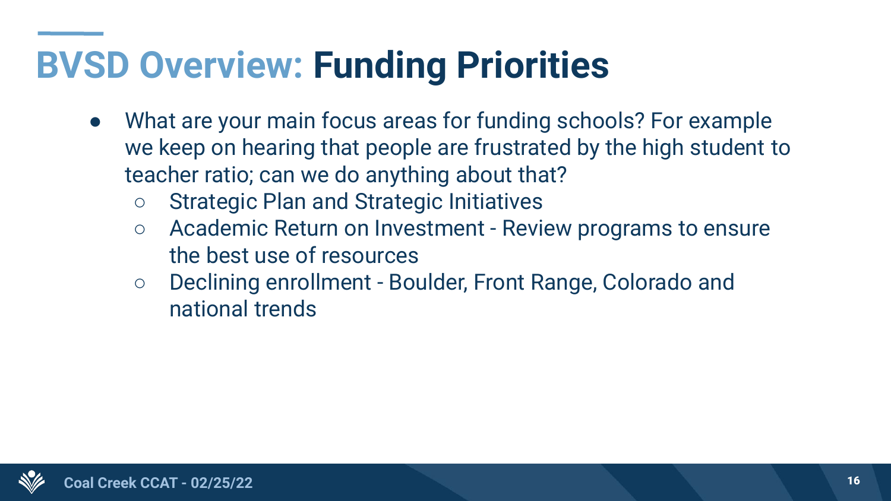# BVSD Overview: **Funding Priorities**

- What are your main focus areas for funding schools? For example we keep on hearing that people are frustrated by the high student to teacher ratio; can we do anything about that?
  - Strategic Plan and Strategic Initiatives
  - Academic Return on Investment - Review programs to ensure the best use of resources
  - Declining enrollment - Boulder, Front Range, Colorado and national trends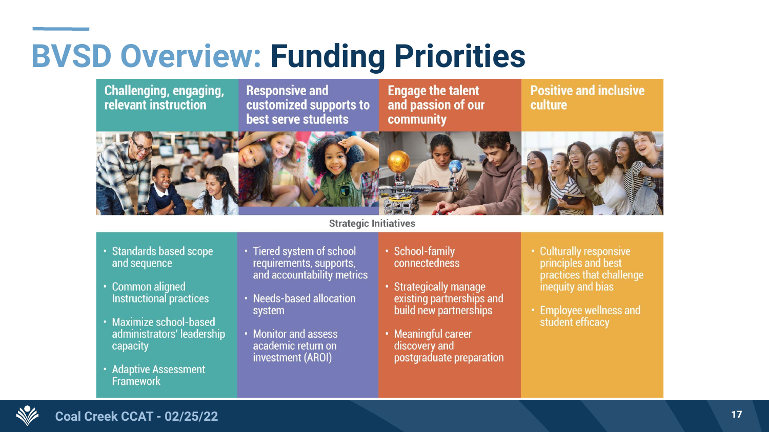# BVSD Overview: Funding Priorities

| Challenging, engaging, relevant instruction | Responsive and customized supports to best serve students | Engage the talent and passion of our community | Positive and inclusive culture |
|---|---|---|---|

**Strategic Initiatives**

| Challenging, engaging, relevant instruction | Responsive and customized supports to best serve students | Engage the talent and passion of our community | Positive and inclusive culture |
|---|---|---|---|
| • Standards based scope and sequence<br>• Common aligned Instructional practices<br>• Maximize school-based administrators' leadership capacity<br>• Adaptive Assessment Framework | • Tiered system of school requirements, supports, and accountability metrics<br>• Needs-based allocation system<br>• Monitor and assess academic return on investment (AROI) | • School-family connectedness<br>• Strategically manage existing partnerships and build new partnerships<br>• Meaningful career discovery and postgraduate preparation | • Culturally responsive principles and best practices that challenge inequity and bias<br>• Employee wellness and student efficacy |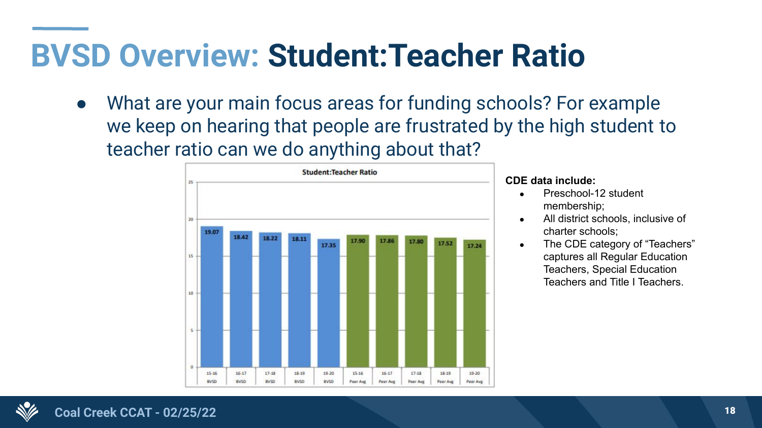# BVSD Overview: Student:Teacher Ratio

- What are your main focus areas for funding schools? For example we keep on hearing that people are frustrated by the high student to teacher ratio can we do anything about that?

**Student:Teacher Ratio**

| Year | Group | Student:Teacher Ratio |
|---|---|---|
| 15-16 | BVSD | 19.07 |
| 16-17 | BVSD | 18.42 |
| 17-18 | BVSD | 18.22 |
| 18-19 | BVSD | 18.11 |
| 19-20 | BVSD | 17.35 |
| 15-16 | Peer Avg | 17.90 |
| 16-17 | Peer Avg | 17.86 |
| 17-18 | Peer Avg | 17.80 |
| 18-19 | Peer Avg | 17.52 |
| 19-20 | Peer Avg | 17.24 |

**CDE data include:**

- Preschool-12 student membership;
- All district schools, inclusive of charter schools;
- The CDE category of "Teachers" captures all Regular Education Teachers, Special Education Teachers and Title I Teachers.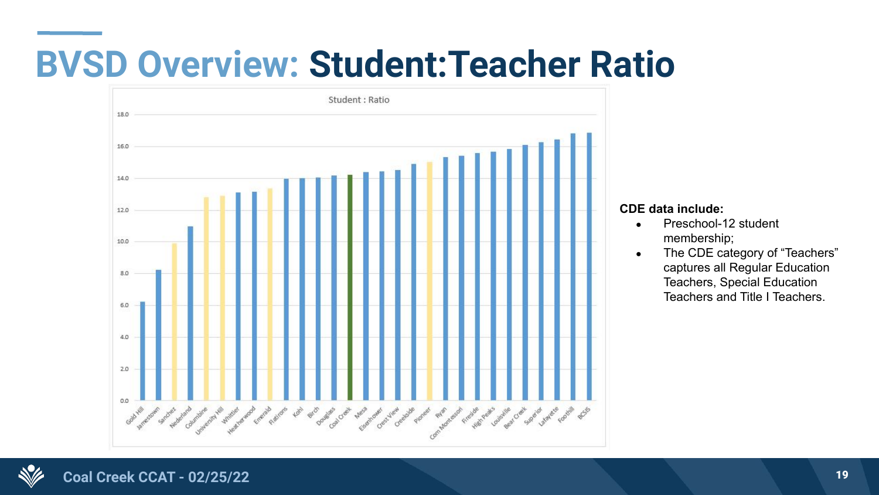# BVSD Overview: Student:Teacher Ratio

Student : Ratio

| School | Ratio (approx.) |
| --- | --- |
| Gold Hill | 6.2 |
| Jamestown | 8.2 |
| Sanchez | 9.9 |
| Nederland | 11.0 |
| Columbine | 12.8 |
| University Hill | 12.9 |
| Whittier | 13.1 |
| Heatherwood | 13.2 |
| Emerald | 13.4 |
| Flatirons | 14.0 |
| Kohl | 14.0 |
| Birch | 14.1 |
| Douglass | 14.2 |
| Coal Creek | 14.2 |
| Mesa | 14.4 |
| Eisenhower | 14.5 |
| Crest View | 14.5 |
| Creekside | 14.9 |
| Pioneer | 15.0 |
| Ryan | 15.3 |
| Com Montessori | 15.4 |
| Fireside | 15.6 |
| High Peaks | 15.7 |
| Louisville | 15.8 |
| Bear Creek | 16.1 |
| Superior | 16.3 |
| Lafayette | 16.5 |
| Foothill | 16.8 |
| BCSIS | 16.9 |

**CDE data include:**

- Preschool-12 student membership;
- The CDE category of "Teachers" captures all Regular Education Teachers, Special Education Teachers and Title I Teachers.

Coal Creek CCAT - 02/25/22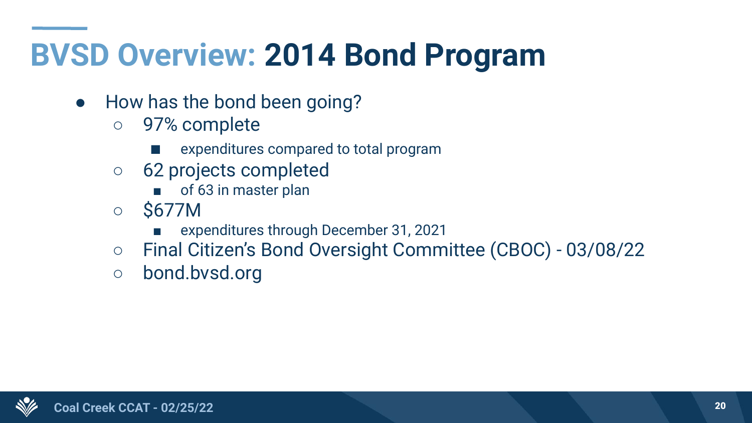# BVSD Overview: **2014 Bond Program**

- How has the bond been going?
  - 97% complete
    - expenditures compared to total program
  - 62 projects completed
    - of 63 in master plan
  - $677M
    - expenditures through December 31, 2021
  - Final Citizen's Bond Oversight Committee (CBOC) - 03/08/22
  - bond.bvsd.org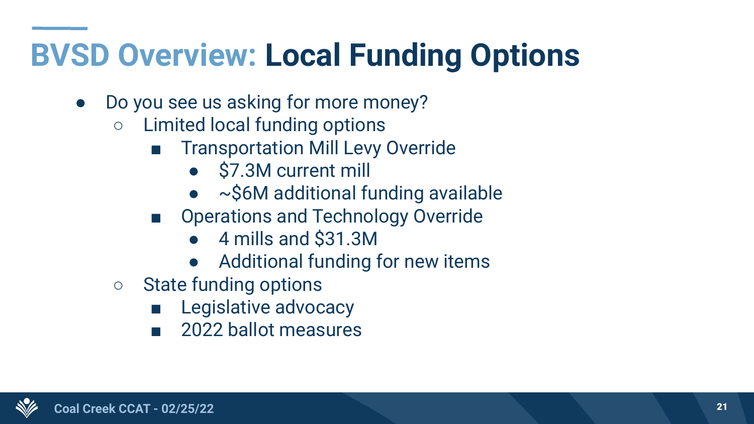# BVSD Overview: Local Funding Options

- Do you see us asking for more money?
  - Limited local funding options
    - Transportation Mill Levy Override
      - $7.3M current mill
      - ~$6M additional funding available
    - Operations and Technology Override
      - 4 mills and $31.3M
      - Additional funding for new items
  - State funding options
    - Legislative advocacy
    - 2022 ballot measures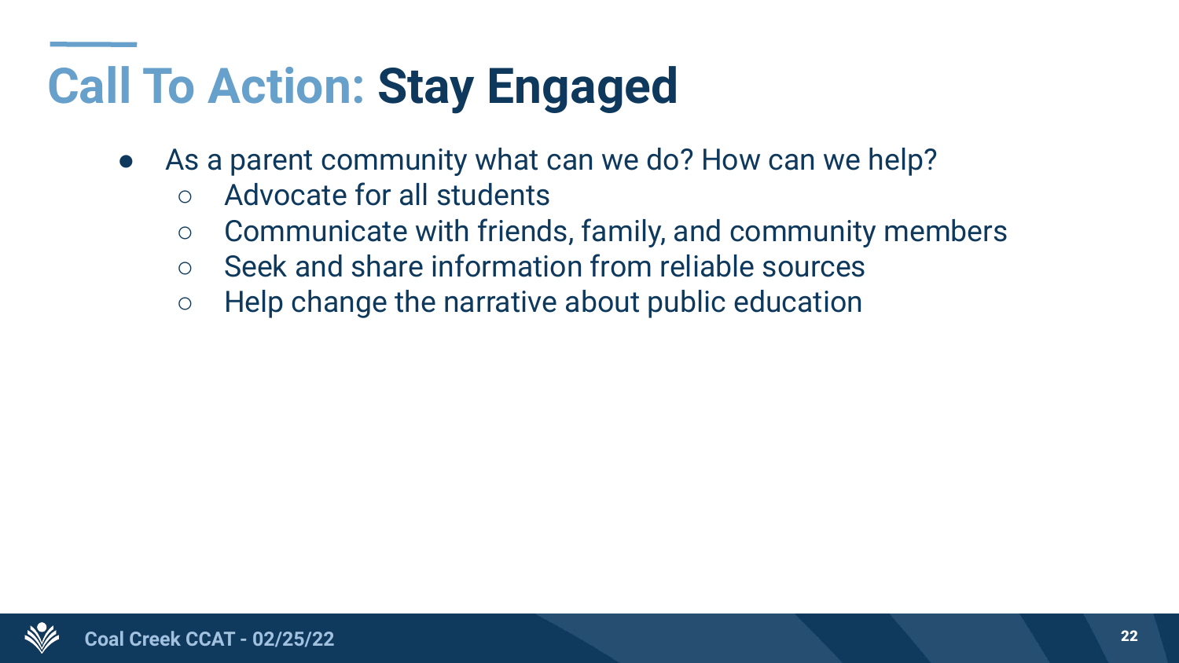# Call To Action: **Stay Engaged**

- As a parent community what can we do? How can we help?
  - Advocate for all students
  - Communicate with friends, family, and community members
  - Seek and share information from reliable sources
  - Help change the narrative about public education